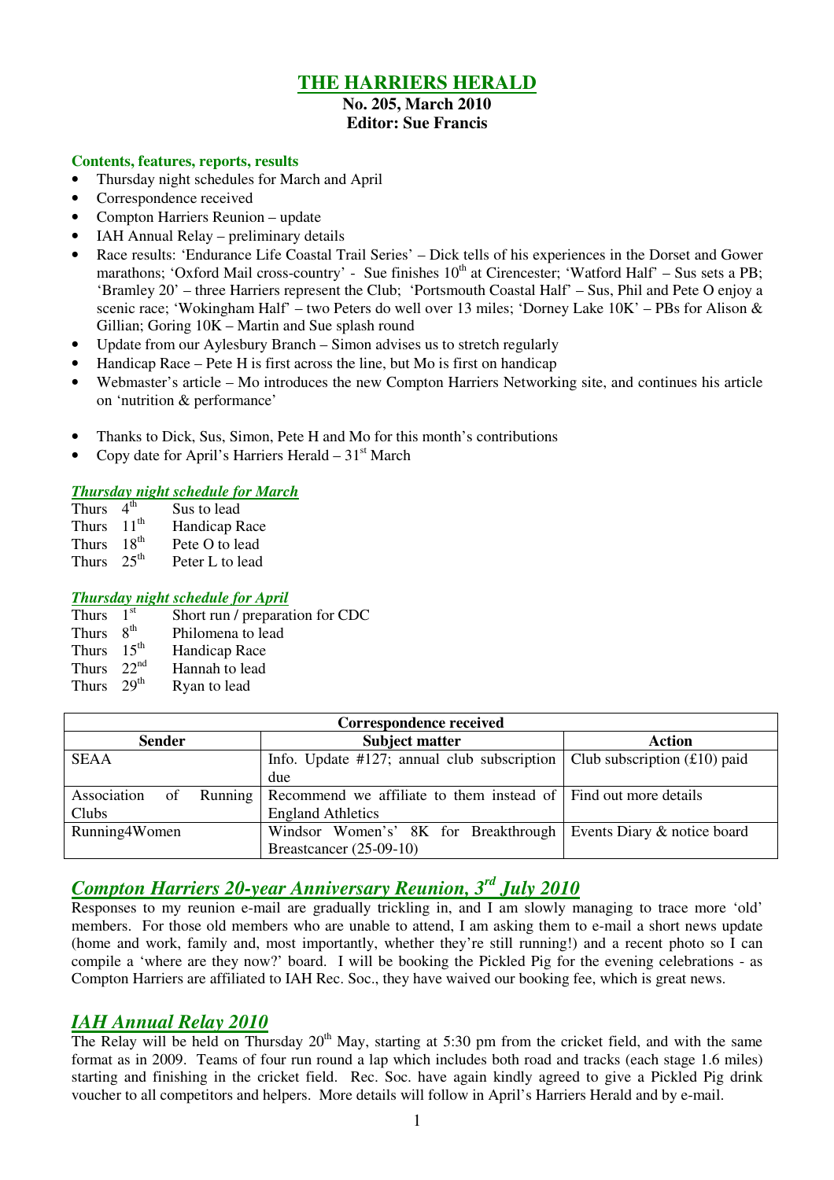# THE HARRIERS HERALD

**No. 205, March 2010**
**Editor: Sue Francis**

### Contents, features, reports, results

- Thursday night schedules for March and April
- Correspondence received
- Compton Harriers Reunion – update
- IAH Annual Relay – preliminary details
- Race results: 'Endurance Life Coastal Trail Series' – Dick tells of his experiences in the Dorset and Gower marathons; 'Oxford Mail cross-country' - Sue finishes 10th at Cirencester; 'Watford Half' – Sus sets a PB; 'Bramley 20' – three Harriers represent the Club; 'Portsmouth Coastal Half' – Sus, Phil and Pete O enjoy a scenic race; 'Wokingham Half' – two Peters do well over 13 miles; 'Dorney Lake 10K' – PBs for Alison & Gillian; Goring 10K – Martin and Sue splash round
- Update from our Aylesbury Branch – Simon advises us to stretch regularly
- Handicap Race – Pete H is first across the line, but Mo is first on handicap
- Webmaster's article – Mo introduces the new Compton Harriers Networking site, and continues his article on 'nutrition & performance'

- Thanks to Dick, Sus, Simon, Pete H and Mo for this month's contributions
- Copy date for April's Harriers Herald – 31st March

### *Thursday night schedule for March*

Thurs 4th Sus to lead
Thurs 11th Handicap Race
Thurs 18th Pete O to lead
Thurs 25th Peter L to lead

### *Thursday night schedule for April*

Thurs 1st Short run / preparation for CDC
Thurs 8th Philomena to lead
Thurs 15th Handicap Race
Thurs 22nd Hannah to lead
Thurs 29th Ryan to lead

| Correspondence received | | |
|---|---|---|
| **Sender** | **Subject matter** | **Action** |
| SEAA | Info. Update #127; annual club subscription due | Club subscription (£10) paid |
| Association of Running Clubs | Recommend we affiliate to them instead of England Athletics | Find out more details |
| Running4Women | Windsor Women's' 8K for Breakthrough Breastcancer (25-09-10) | Events Diary & notice board |

## *Compton Harriers 20-year Anniversary Reunion, 3rd July 2010*

Responses to my reunion e-mail are gradually trickling in, and I am slowly managing to trace more 'old' members. For those old members who are unable to attend, I am asking them to e-mail a short news update (home and work, family and, most importantly, whether they're still running!) and a recent photo so I can compile a 'where are they now?' board. I will be booking the Pickled Pig for the evening celebrations - as Compton Harriers are affiliated to IAH Rec. Soc., they have waived our booking fee, which is great news.

## *IAH Annual Relay 2010*

The Relay will be held on Thursday 20th May, starting at 5:30 pm from the cricket field, and with the same format as in 2009. Teams of four run round a lap which includes both road and tracks (each stage 1.6 miles) starting and finishing in the cricket field. Rec. Soc. have again kindly agreed to give a Pickled Pig drink voucher to all competitors and helpers. More details will follow in April's Harriers Herald and by e-mail.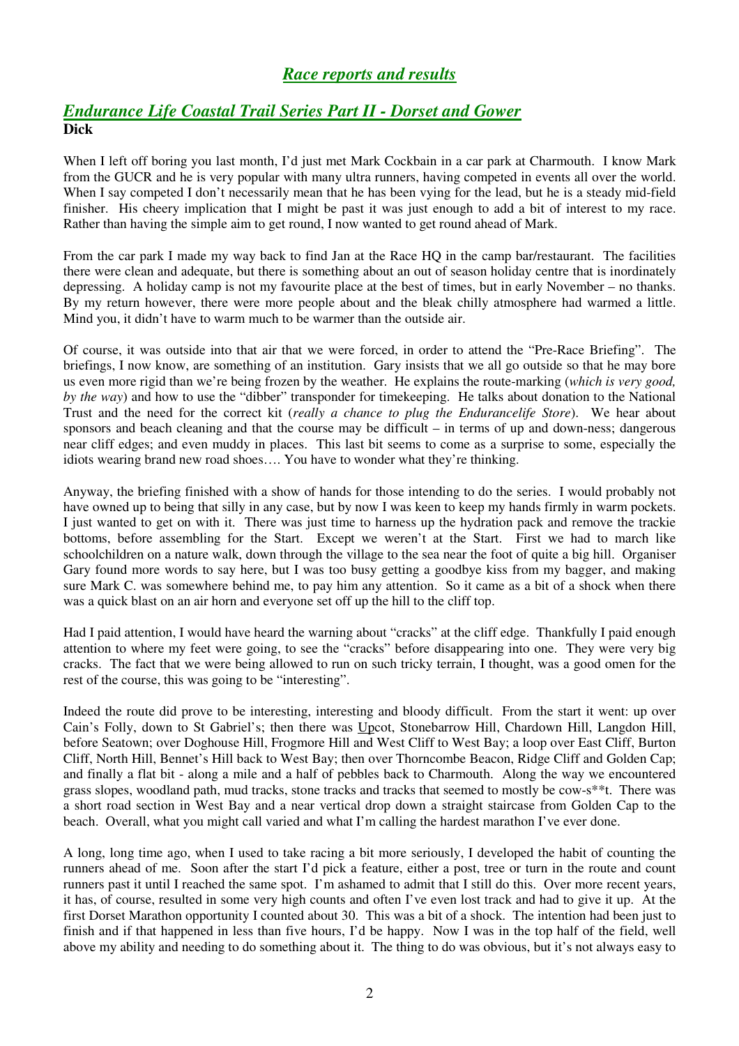## *Race reports and results*

### *Endurance Life Coastal Trail Series Part II - Dorset and Gower*

**Dick**

When I left off boring you last month, I'd just met Mark Cockbain in a car park at Charmouth. I know Mark from the GUCR and he is very popular with many ultra runners, having competed in events all over the world. When I say competed I don't necessarily mean that he has been vying for the lead, but he is a steady mid-field finisher. His cheery implication that I might be past it was just enough to add a bit of interest to my race. Rather than having the simple aim to get round, I now wanted to get round ahead of Mark.

From the car park I made my way back to find Jan at the Race HQ in the camp bar/restaurant. The facilities there were clean and adequate, but there is something about an out of season holiday centre that is inordinately depressing. A holiday camp is not my favourite place at the best of times, but in early November – no thanks. By my return however, there were more people about and the bleak chilly atmosphere had warmed a little. Mind you, it didn't have to warm much to be warmer than the outside air.

Of course, it was outside into that air that we were forced, in order to attend the "Pre-Race Briefing". The briefings, I now know, are something of an institution. Gary insists that we all go outside so that he may bore us even more rigid than we're being frozen by the weather. He explains the route-marking (*which is very good, by the way*) and how to use the "dibber" transponder for timekeeping. He talks about donation to the National Trust and the need for the correct kit (*really a chance to plug the Endurancelife Store*). We hear about sponsors and beach cleaning and that the course may be difficult – in terms of up and down-ness; dangerous near cliff edges; and even muddy in places. This last bit seems to come as a surprise to some, especially the idiots wearing brand new road shoes…. You have to wonder what they're thinking.

Anyway, the briefing finished with a show of hands for those intending to do the series. I would probably not have owned up to being that silly in any case, but by now I was keen to keep my hands firmly in warm pockets. I just wanted to get on with it. There was just time to harness up the hydration pack and remove the trackie bottoms, before assembling for the Start. Except we weren't at the Start. First we had to march like schoolchildren on a nature walk, down through the village to the sea near the foot of quite a big hill. Organiser Gary found more words to say here, but I was too busy getting a goodbye kiss from my bagger, and making sure Mark C. was somewhere behind me, to pay him any attention. So it came as a bit of a shock when there was a quick blast on an air horn and everyone set off up the hill to the cliff top.

Had I paid attention, I would have heard the warning about "cracks" at the cliff edge. Thankfully I paid enough attention to where my feet were going, to see the "cracks" before disappearing into one. They were very big cracks. The fact that we were being allowed to run on such tricky terrain, I thought, was a good omen for the rest of the course, this was going to be "interesting".

Indeed the route did prove to be interesting, interesting and bloody difficult. From the start it went: up over Cain's Folly, down to St Gabriel's; then there was <u>Up</u>cot, Stonebarrow Hill, Chardown Hill, Langdon Hill, before Seatown; over Doghouse Hill, Frogmore Hill and West Cliff to West Bay; a loop over East Cliff, Burton Cliff, North Hill, Bennet's Hill back to West Bay; then over Thorncombe Beacon, Ridge Cliff and Golden Cap; and finally a flat bit - along a mile and a half of pebbles back to Charmouth. Along the way we encountered grass slopes, woodland path, mud tracks, stone tracks and tracks that seemed to mostly be cow-s**t. There was a short road section in West Bay and a near vertical drop down a straight staircase from Golden Cap to the beach. Overall, what you might call varied and what I'm calling the hardest marathon I've ever done.

A long, long time ago, when I used to take racing a bit more seriously, I developed the habit of counting the runners ahead of me. Soon after the start I'd pick a feature, either a post, tree or turn in the route and count runners past it until I reached the same spot. I'm ashamed to admit that I still do this. Over more recent years, it has, of course, resulted in some very high counts and often I've even lost track and had to give it up. At the first Dorset Marathon opportunity I counted about 30. This was a bit of a shock. The intention had been just to finish and if that happened in less than five hours, I'd be happy. Now I was in the top half of the field, well above my ability and needing to do something about it. The thing to do was obvious, but it's not always easy to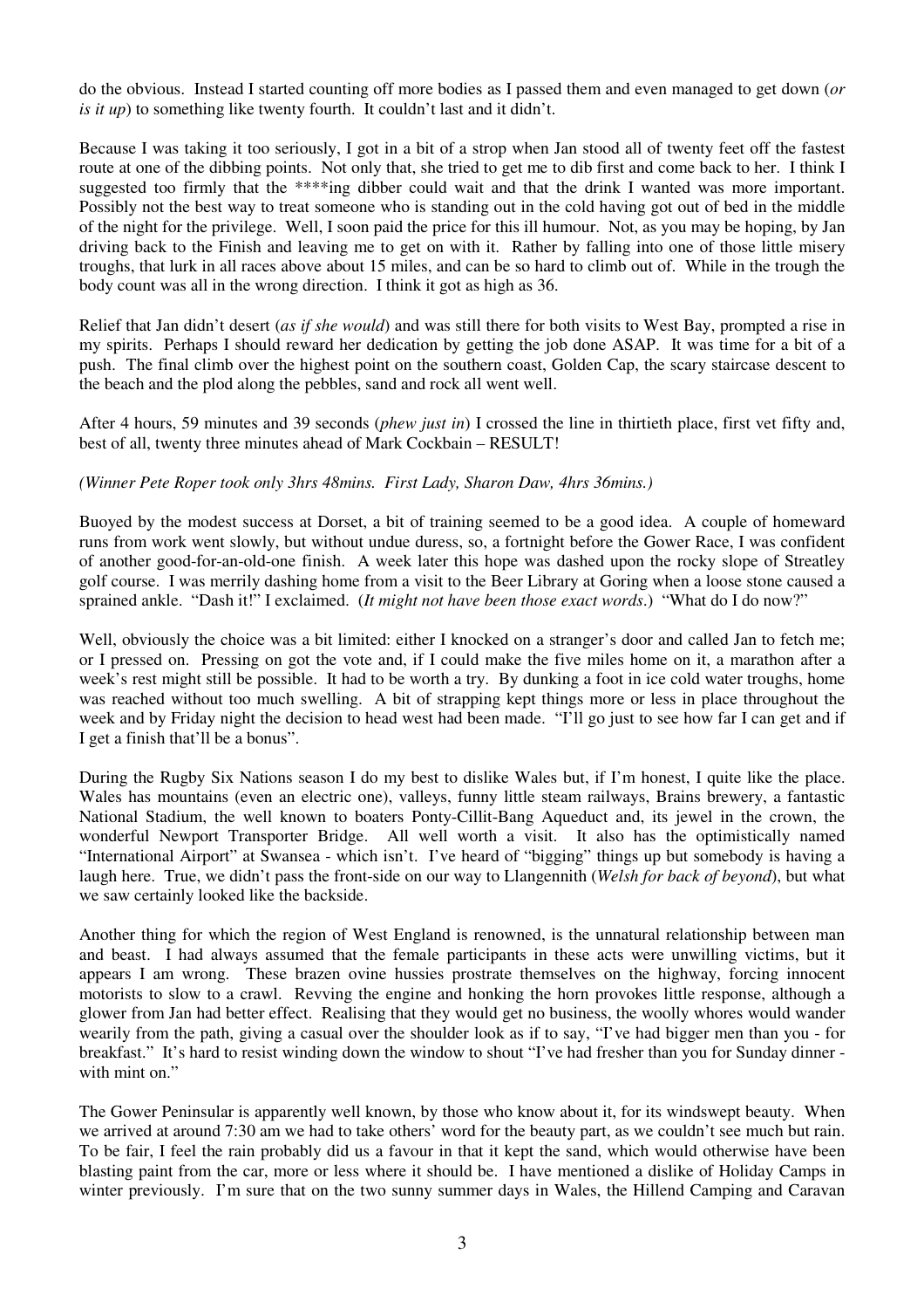do the obvious. Instead I started counting off more bodies as I passed them and even managed to get down (*or is it up*) to something like twenty fourth. It couldn't last and it didn't.

Because I was taking it too seriously, I got in a bit of a strop when Jan stood all of twenty feet off the fastest route at one of the dibbing points. Not only that, she tried to get me to dib first and come back to her. I think I suggested too firmly that the ****ing dibber could wait and that the drink I wanted was more important. Possibly not the best way to treat someone who is standing out in the cold having got out of bed in the middle of the night for the privilege. Well, I soon paid the price for this ill humour. Not, as you may be hoping, by Jan driving back to the Finish and leaving me to get on with it. Rather by falling into one of those little misery troughs, that lurk in all races above about 15 miles, and can be so hard to climb out of. While in the trough the body count was all in the wrong direction. I think it got as high as 36.

Relief that Jan didn't desert (*as if she would*) and was still there for both visits to West Bay, prompted a rise in my spirits. Perhaps I should reward her dedication by getting the job done ASAP. It was time for a bit of a push. The final climb over the highest point on the southern coast, Golden Cap, the scary staircase descent to the beach and the plod along the pebbles, sand and rock all went well.

After 4 hours, 59 minutes and 39 seconds (*phew just in*) I crossed the line in thirtieth place, first vet fifty and, best of all, twenty three minutes ahead of Mark Cockbain – RESULT!

*(Winner Pete Roper took only 3hrs 48mins. First Lady, Sharon Daw, 4hrs 36mins.)*

Buoyed by the modest success at Dorset, a bit of training seemed to be a good idea. A couple of homeward runs from work went slowly, but without undue duress, so, a fortnight before the Gower Race, I was confident of another good-for-an-old-one finish. A week later this hope was dashed upon the rocky slope of Streatley golf course. I was merrily dashing home from a visit to the Beer Library at Goring when a loose stone caused a sprained ankle. "Dash it!" I exclaimed. (*It might not have been those exact words*.) "What do I do now?"

Well, obviously the choice was a bit limited: either I knocked on a stranger's door and called Jan to fetch me; or I pressed on. Pressing on got the vote and, if I could make the five miles home on it, a marathon after a week's rest might still be possible. It had to be worth a try. By dunking a foot in ice cold water troughs, home was reached without too much swelling. A bit of strapping kept things more or less in place throughout the week and by Friday night the decision to head west had been made. "I'll go just to see how far I can get and if I get a finish that'll be a bonus".

During the Rugby Six Nations season I do my best to dislike Wales but, if I'm honest, I quite like the place. Wales has mountains (even an electric one), valleys, funny little steam railways, Brains brewery, a fantastic National Stadium, the well known to boaters Ponty-Cillit-Bang Aqueduct and, its jewel in the crown, the wonderful Newport Transporter Bridge. All well worth a visit. It also has the optimistically named "International Airport" at Swansea - which isn't. I've heard of "bigging" things up but somebody is having a laugh here. True, we didn't pass the front-side on our way to Llangennith (*Welsh for back of beyond*), but what we saw certainly looked like the backside.

Another thing for which the region of West England is renowned, is the unnatural relationship between man and beast. I had always assumed that the female participants in these acts were unwilling victims, but it appears I am wrong. These brazen ovine hussies prostrate themselves on the highway, forcing innocent motorists to slow to a crawl. Revving the engine and honking the horn provokes little response, although a glower from Jan had better effect. Realising that they would get no business, the woolly whores would wander wearily from the path, giving a casual over the shoulder look as if to say, "I've had bigger men than you - for breakfast." It's hard to resist winding down the window to shout "I've had fresher than you for Sunday dinner - with mint on."

The Gower Peninsular is apparently well known, by those who know about it, for its windswept beauty. When we arrived at around 7:30 am we had to take others' word for the beauty part, as we couldn't see much but rain. To be fair, I feel the rain probably did us a favour in that it kept the sand, which would otherwise have been blasting paint from the car, more or less where it should be. I have mentioned a dislike of Holiday Camps in winter previously. I'm sure that on the two sunny summer days in Wales, the Hillend Camping and Caravan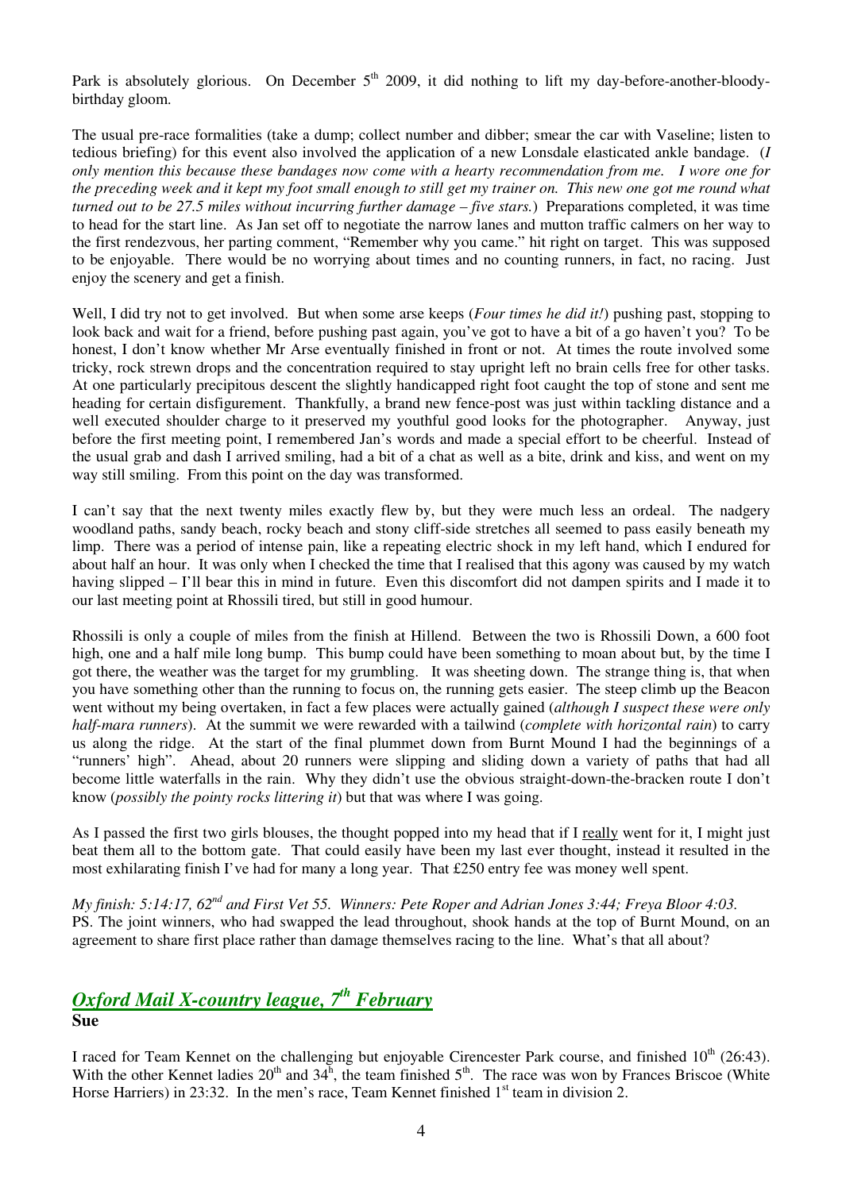Park is absolutely glorious. On December 5th 2009, it did nothing to lift my day-before-another-bloody-birthday gloom.

The usual pre-race formalities (take a dump; collect number and dibber; smear the car with Vaseline; listen to tedious briefing) for this event also involved the application of a new Lonsdale elasticated ankle bandage. (*I only mention this because these bandages now come with a hearty recommendation from me. I wore one for the preceding week and it kept my foot small enough to still get my trainer on. This new one got me round what turned out to be 27.5 miles without incurring further damage – five stars.*) Preparations completed, it was time to head for the start line. As Jan set off to negotiate the narrow lanes and mutton traffic calmers on her way to the first rendezvous, her parting comment, "Remember why you came." hit right on target. This was supposed to be enjoyable. There would be no worrying about times and no counting runners, in fact, no racing. Just enjoy the scenery and get a finish.

Well, I did try not to get involved. But when some arse keeps (*Four times he did it!*) pushing past, stopping to look back and wait for a friend, before pushing past again, you've got to have a bit of a go haven't you? To be honest, I don't know whether Mr Arse eventually finished in front or not. At times the route involved some tricky, rock strewn drops and the concentration required to stay upright left no brain cells free for other tasks. At one particularly precipitous descent the slightly handicapped right foot caught the top of stone and sent me heading for certain disfigurement. Thankfully, a brand new fence-post was just within tackling distance and a well executed shoulder charge to it preserved my youthful good looks for the photographer. Anyway, just before the first meeting point, I remembered Jan's words and made a special effort to be cheerful. Instead of the usual grab and dash I arrived smiling, had a bit of a chat as well as a bite, drink and kiss, and went on my way still smiling. From this point on the day was transformed.

I can't say that the next twenty miles exactly flew by, but they were much less an ordeal. The nadgery woodland paths, sandy beach, rocky beach and stony cliff-side stretches all seemed to pass easily beneath my limp. There was a period of intense pain, like a repeating electric shock in my left hand, which I endured for about half an hour. It was only when I checked the time that I realised that this agony was caused by my watch having slipped – I'll bear this in mind in future. Even this discomfort did not dampen spirits and I made it to our last meeting point at Rhossili tired, but still in good humour.

Rhossili is only a couple of miles from the finish at Hillend. Between the two is Rhossili Down, a 600 foot high, one and a half mile long bump. This bump could have been something to moan about but, by the time I got there, the weather was the target for my grumbling. It was sheeting down. The strange thing is, that when you have something other than the running to focus on, the running gets easier. The steep climb up the Beacon went without my being overtaken, in fact a few places were actually gained (*although I suspect these were only half-mara runners*). At the summit we were rewarded with a tailwind (*complete with horizontal rain*) to carry us along the ridge. At the start of the final plummet down from Burnt Mound I had the beginnings of a "runners' high". Ahead, about 20 runners were slipping and sliding down a variety of paths that had all become little waterfalls in the rain. Why they didn't use the obvious straight-down-the-bracken route I don't know (*possibly the pointy rocks littering it*) but that was where I was going.

As I passed the first two girls blouses, the thought popped into my head that if I <u>really</u> went for it, I might just beat them all to the bottom gate. That could easily have been my last ever thought, instead it resulted in the most exhilarating finish I've had for many a long year. That £250 entry fee was money well spent.

*My finish: 5:14:17, 62nd and First Vet 55. Winners: Pete Roper and Adrian Jones 3:44; Freya Bloor 4:03.*
PS. The joint winners, who had swapped the lead throughout, shook hands at the top of Burnt Mound, on an agreement to share first place rather than damage themselves racing to the line. What's that all about?

## *Oxford Mail X-country league, 7th February*

**Sue**

I raced for Team Kennet on the challenging but enjoyable Cirencester Park course, and finished 10th (26:43). With the other Kennet ladies 20th and 34th, the team finished 5th. The race was won by Frances Briscoe (White Horse Harriers) in 23:32. In the men's race, Team Kennet finished 1st team in division 2.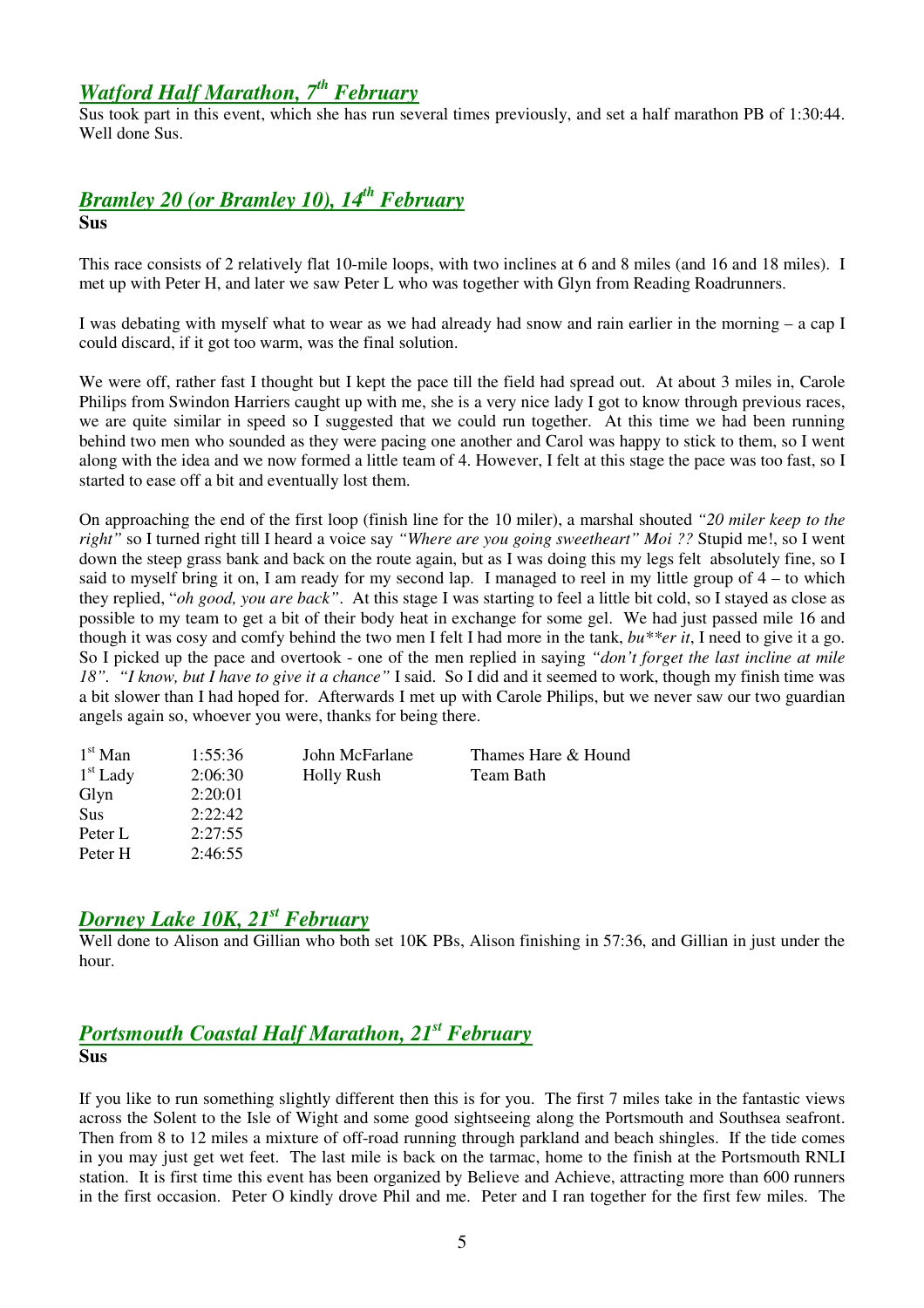## *Watford Half Marathon, 7th February*

Sus took part in this event, which she has run several times previously, and set a half marathon PB of 1:30:44. Well done Sus.

## *Bramley 20 (or Bramley 10), 14th February*

**Sus**

This race consists of 2 relatively flat 10-mile loops, with two inclines at 6 and 8 miles (and 16 and 18 miles). I met up with Peter H, and later we saw Peter L who was together with Glyn from Reading Roadrunners.

I was debating with myself what to wear as we had already had snow and rain earlier in the morning – a cap I could discard, if it got too warm, was the final solution.

We were off, rather fast I thought but I kept the pace till the field had spread out. At about 3 miles in, Carole Philips from Swindon Harriers caught up with me, she is a very nice lady I got to know through previous races, we are quite similar in speed so I suggested that we could run together. At this time we had been running behind two men who sounded as they were pacing one another and Carol was happy to stick to them, so I went along with the idea and we now formed a little team of 4. However, I felt at this stage the pace was too fast, so I started to ease off a bit and eventually lost them.

On approaching the end of the first loop (finish line for the 10 miler), a marshal shouted *"20 miler keep to the right"* so I turned right till I heard a voice say *"Where are you going sweetheart" Moi ??* Stupid me!, so I went down the steep grass bank and back on the route again, but as I was doing this my legs felt absolutely fine, so I said to myself bring it on, I am ready for my second lap. I managed to reel in my little group of 4 – to which they replied, "*oh good, you are back"*. At this stage I was starting to feel a little bit cold, so I stayed as close as possible to my team to get a bit of their body heat in exchange for some gel. We had just passed mile 16 and though it was cosy and comfy behind the two men I felt I had more in the tank, *bu**er it*, I need to give it a go. So I picked up the pace and overtook - one of the men replied in saying *"don't forget the last incline at mile 18"*. *"I know, but I have to give it a chance"* I said. So I did and it seemed to work, though my finish time was a bit slower than I had hoped for. Afterwards I met up with Carole Philips, but we never saw our two guardian angels again so, whoever you were, thanks for being there.

| | | | |
|---|---|---|---|
| 1st Man | 1:55:36 | John McFarlane | Thames Hare & Hound |
| 1st Lady | 2:06:30 | Holly Rush | Team Bath |
| Glyn | 2:20:01 | | |
| Sus | 2:22:42 | | |
| Peter L | 2:27:55 | | |
| Peter H | 2:46:55 | | |

## *Dorney Lake 10K, 21st February*

Well done to Alison and Gillian who both set 10K PBs, Alison finishing in 57:36, and Gillian in just under the hour.

## *Portsmouth Coastal Half Marathon, 21st February*

**Sus**

If you like to run something slightly different then this is for you. The first 7 miles take in the fantastic views across the Solent to the Isle of Wight and some good sightseeing along the Portsmouth and Southsea seafront. Then from 8 to 12 miles a mixture of off-road running through parkland and beach shingles. If the tide comes in you may just get wet feet. The last mile is back on the tarmac, home to the finish at the Portsmouth RNLI station. It is first time this event has been organized by Believe and Achieve, attracting more than 600 runners in the first occasion. Peter O kindly drove Phil and me. Peter and I ran together for the first few miles. The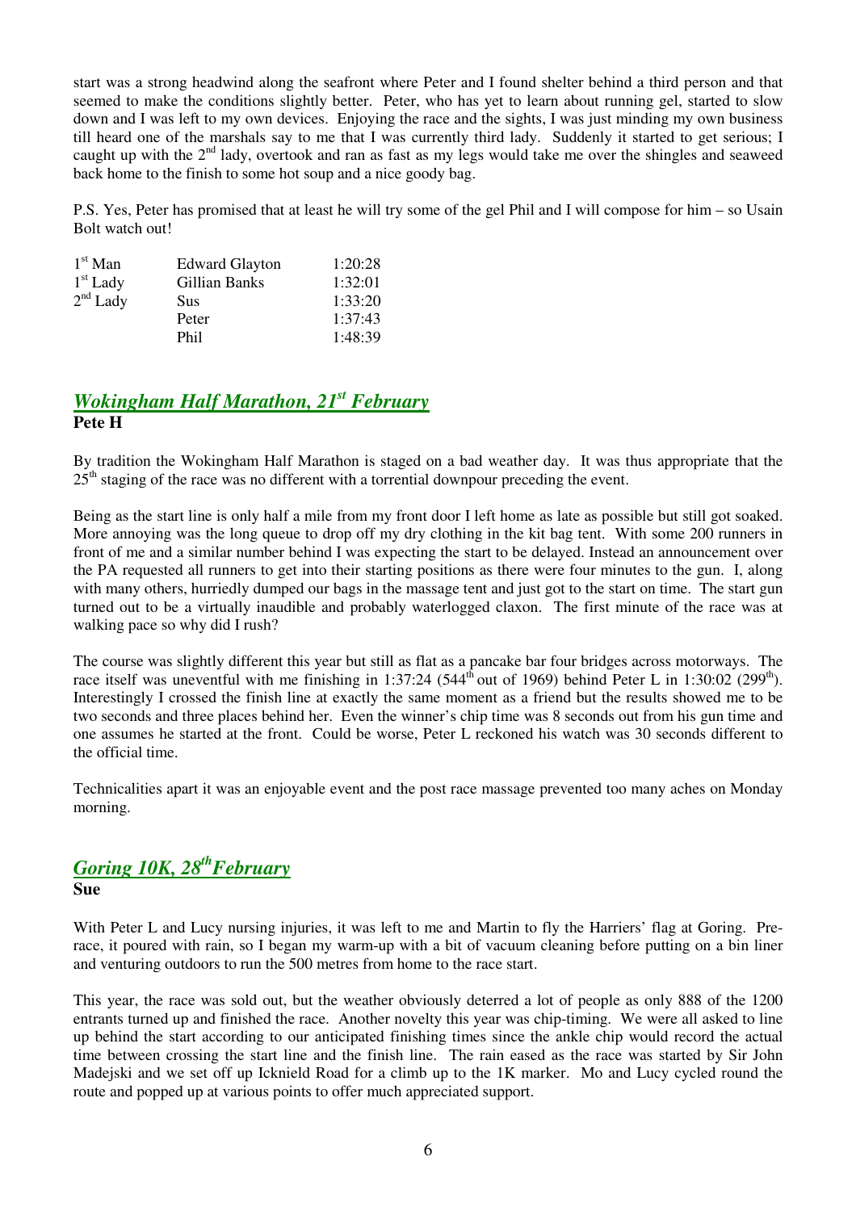start was a strong headwind along the seafront where Peter and I found shelter behind a third person and that seemed to make the conditions slightly better. Peter, who has yet to learn about running gel, started to slow down and I was left to my own devices. Enjoying the race and the sights, I was just minding my own business till heard one of the marshals say to me that I was currently third lady. Suddenly it started to get serious; I caught up with the 2nd lady, overtook and ran as fast as my legs would take me over the shingles and seaweed back home to the finish to some hot soup and a nice goody bag.

P.S. Yes, Peter has promised that at least he will try some of the gel Phil and I will compose for him – so Usain Bolt watch out!

| | | |
|---|---|---|
| 1st Man | Edward Glayton | 1:20:28 |
| 1st Lady | Gillian Banks | 1:32:01 |
| 2nd Lady | Sus | 1:33:20 |
| | Peter | 1:37:43 |
| | Phil | 1:48:39 |

## *Wokingham Half Marathon, 21st February*

**Pete H**

By tradition the Wokingham Half Marathon is staged on a bad weather day. It was thus appropriate that the 25th staging of the race was no different with a torrential downpour preceding the event.

Being as the start line is only half a mile from my front door I left home as late as possible but still got soaked. More annoying was the long queue to drop off my dry clothing in the kit bag tent. With some 200 runners in front of me and a similar number behind I was expecting the start to be delayed. Instead an announcement over the PA requested all runners to get into their starting positions as there were four minutes to the gun. I, along with many others, hurriedly dumped our bags in the massage tent and just got to the start on time. The start gun turned out to be a virtually inaudible and probably waterlogged claxon. The first minute of the race was at walking pace so why did I rush?

The course was slightly different this year but still as flat as a pancake bar four bridges across motorways. The race itself was uneventful with me finishing in 1:37:24 (544th out of 1969) behind Peter L in 1:30:02 (299th). Interestingly I crossed the finish line at exactly the same moment as a friend but the results showed me to be two seconds and three places behind her. Even the winner's chip time was 8 seconds out from his gun time and one assumes he started at the front. Could be worse, Peter L reckoned his watch was 30 seconds different to the official time.

Technicalities apart it was an enjoyable event and the post race massage prevented too many aches on Monday morning.

## *Goring 10K, 28th February*

**Sue**

With Peter L and Lucy nursing injuries, it was left to me and Martin to fly the Harriers' flag at Goring. Pre-race, it poured with rain, so I began my warm-up with a bit of vacuum cleaning before putting on a bin liner and venturing outdoors to run the 500 metres from home to the race start.

This year, the race was sold out, but the weather obviously deterred a lot of people as only 888 of the 1200 entrants turned up and finished the race. Another novelty this year was chip-timing. We were all asked to line up behind the start according to our anticipated finishing times since the ankle chip would record the actual time between crossing the start line and the finish line. The rain eased as the race was started by Sir John Madejski and we set off up Icknield Road for a climb up to the 1K marker. Mo and Lucy cycled round the route and popped up at various points to offer much appreciated support.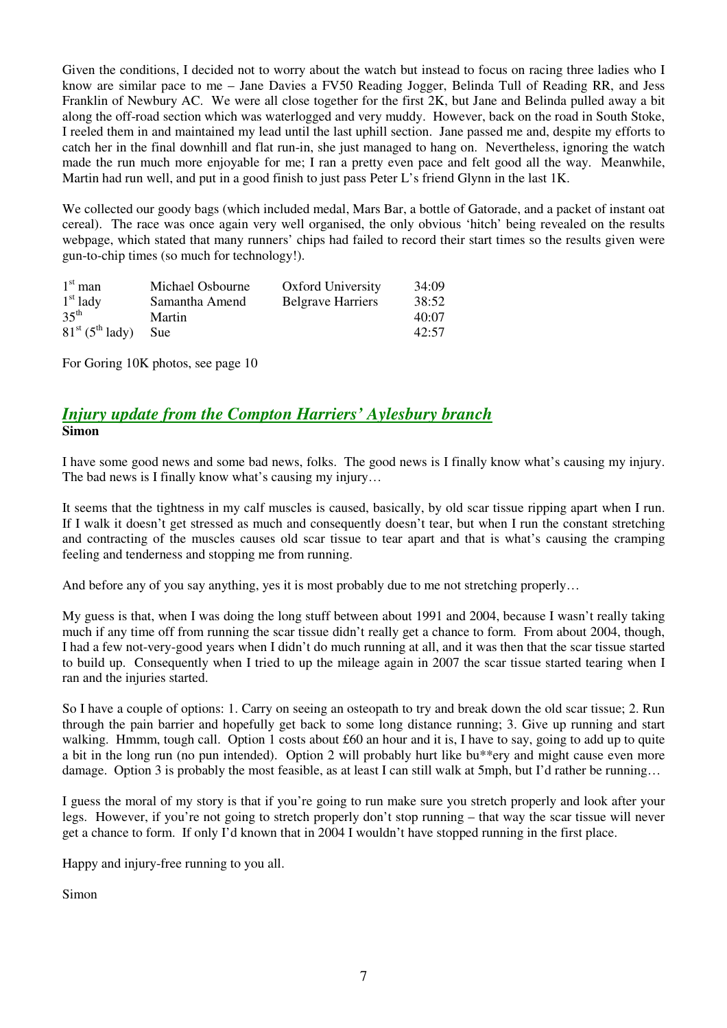Given the conditions, I decided not to worry about the watch but instead to focus on racing three ladies who I know are similar pace to me – Jane Davies a FV50 Reading Jogger, Belinda Tull of Reading RR, and Jess Franklin of Newbury AC. We were all close together for the first 2K, but Jane and Belinda pulled away a bit along the off-road section which was waterlogged and very muddy. However, back on the road in South Stoke, I reeled them in and maintained my lead until the last uphill section. Jane passed me and, despite my efforts to catch her in the final downhill and flat run-in, she just managed to hang on. Nevertheless, ignoring the watch made the run much more enjoyable for me; I ran a pretty even pace and felt good all the way. Meanwhile, Martin had run well, and put in a good finish to just pass Peter L's friend Glynn in the last 1K.

We collected our goody bags (which included medal, Mars Bar, a bottle of Gatorade, and a packet of instant oat cereal). The race was once again very well organised, the only obvious 'hitch' being revealed on the results webpage, which stated that many runners' chips had failed to record their start times so the results given were gun-to-chip times (so much for technology!).

| | | | |
|---|---|---|---|
| 1st man | Michael Osbourne | Oxford University | 34:09 |
| 1st lady | Samantha Amend | Belgrave Harriers | 38:52 |
| 35th | Martin | | 40:07 |
| 81st (5th lady) | Sue | | 42:57 |

For Goring 10K photos, see page 10

## *Injury update from the Compton Harriers' Aylesbury branch*

**Simon**

I have some good news and some bad news, folks. The good news is I finally know what's causing my injury. The bad news is I finally know what's causing my injury…

It seems that the tightness in my calf muscles is caused, basically, by old scar tissue ripping apart when I run. If I walk it doesn't get stressed as much and consequently doesn't tear, but when I run the constant stretching and contracting of the muscles causes old scar tissue to tear apart and that is what's causing the cramping feeling and tenderness and stopping me from running.

And before any of you say anything, yes it is most probably due to me not stretching properly…

My guess is that, when I was doing the long stuff between about 1991 and 2004, because I wasn't really taking much if any time off from running the scar tissue didn't really get a chance to form. From about 2004, though, I had a few not-very-good years when I didn't do much running at all, and it was then that the scar tissue started to build up. Consequently when I tried to up the mileage again in 2007 the scar tissue started tearing when I ran and the injuries started.

So I have a couple of options: 1. Carry on seeing an osteopath to try and break down the old scar tissue; 2. Run through the pain barrier and hopefully get back to some long distance running; 3. Give up running and start walking. Hmmm, tough call. Option 1 costs about £60 an hour and it is, I have to say, going to add up to quite a bit in the long run (no pun intended). Option 2 will probably hurt like bu**ery and might cause even more damage. Option 3 is probably the most feasible, as at least I can still walk at 5mph, but I'd rather be running…

I guess the moral of my story is that if you're going to run make sure you stretch properly and look after your legs. However, if you're not going to stretch properly don't stop running – that way the scar tissue will never get a chance to form. If only I'd known that in 2004 I wouldn't have stopped running in the first place.

Happy and injury-free running to you all.

Simon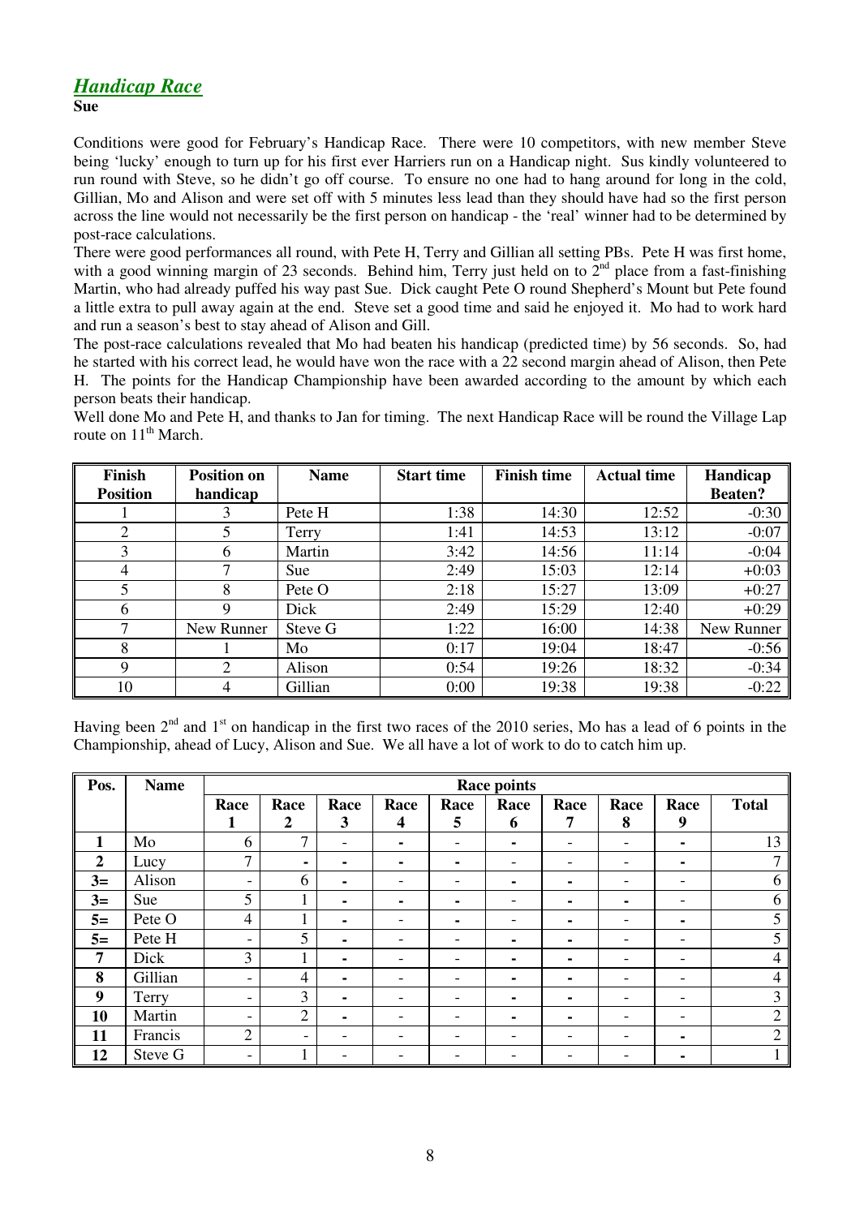## *Handicap Race*

**Sue**

Conditions were good for February's Handicap Race. There were 10 competitors, with new member Steve being 'lucky' enough to turn up for his first ever Harriers run on a Handicap night. Sus kindly volunteered to run round with Steve, so he didn't go off course. To ensure no one had to hang around for long in the cold, Gillian, Mo and Alison and were set off with 5 minutes less lead than they should have had so the first person across the line would not necessarily be the first person on handicap - the 'real' winner had to be determined by post-race calculations.

There were good performances all round, with Pete H, Terry and Gillian all setting PBs. Pete H was first home, with a good winning margin of 23 seconds. Behind him, Terry just held on to 2nd place from a fast-finishing Martin, who had already puffed his way past Sue. Dick caught Pete O round Shepherd's Mount but Pete found a little extra to pull away again at the end. Steve set a good time and said he enjoyed it. Mo had to work hard and run a season's best to stay ahead of Alison and Gill.

The post-race calculations revealed that Mo had beaten his handicap (predicted time) by 56 seconds. So, had he started with his correct lead, he would have won the race with a 22 second margin ahead of Alison, then Pete H. The points for the Handicap Championship have been awarded according to the amount by which each person beats their handicap.

Well done Mo and Pete H, and thanks to Jan for timing. The next Handicap Race will be round the Village Lap route on 11th March.

| Finish Position | Position on handicap | Name | Start time | Finish time | Actual time | Handicap Beaten? |
|---|---|---|---|---|---|---|
| 1 | 3 | Pete H | 1:38 | 14:30 | 12:52 | -0:30 |
| 2 | 5 | Terry | 1:41 | 14:53 | 13:12 | -0:07 |
| 3 | 6 | Martin | 3:42 | 14:56 | 11:14 | -0:04 |
| 4 | 7 | Sue | 2:49 | 15:03 | 12:14 | +0:03 |
| 5 | 8 | Pete O | 2:18 | 15:27 | 13:09 | +0:27 |
| 6 | 9 | Dick | 2:49 | 15:29 | 12:40 | +0:29 |
| 7 | New Runner | Steve G | 1:22 | 16:00 | 14:38 | New Runner |
| 8 | 1 | Mo | 0:17 | 19:04 | 18:47 | -0:56 |
| 9 | 2 | Alison | 0:54 | 19:26 | 18:32 | -0:34 |
| 10 | 4 | Gillian | 0:00 | 19:38 | 19:38 | -0:22 |

Having been 2nd and 1st on handicap in the first two races of the 2010 series, Mo has a lead of 6 points in the Championship, ahead of Lucy, Alison and Sue. We all have a lot of work to do to catch him up.

| Pos. | Name | Race points | | | | | | | | | |
|---|---|---|---|---|---|---|---|---|---|---|---|
| | | Race 1 | Race 2 | Race 3 | Race 4 | Race 5 | Race 6 | Race 7 | Race 8 | Race 9 | Total |
| **1** | Mo | 6 | 7 | - | - | - | - | - | - | - | 13 |
| **2** | Lucy | 7 | - | - | - | - | - | - | - | - | 7 |
| **3=** | Alison | - | 6 | - | - | - | - | - | - | - | 6 |
| **3=** | Sue | 5 | 1 | - | - | - | - | - | - | - | 6 |
| **5=** | Pete O | 4 | 1 | - | - | - | - | - | - | - | 5 |
| **5=** | Pete H | - | 5 | - | - | - | - | - | - | - | 5 |
| **7** | Dick | 3 | 1 | - | - | - | - | - | - | - | 4 |
| **8** | Gillian | - | 4 | - | - | - | - | - | - | - | 4 |
| **9** | Terry | - | 3 | - | - | - | - | - | - | - | 3 |
| **10** | Martin | - | 2 | - | - | - | - | - | - | - | 2 |
| **11** | Francis | 2 | - | - | - | - | - | - | - | - | 2 |
| **12** | Steve G | - | 1 | - | - | - | - | - | - | - | 1 |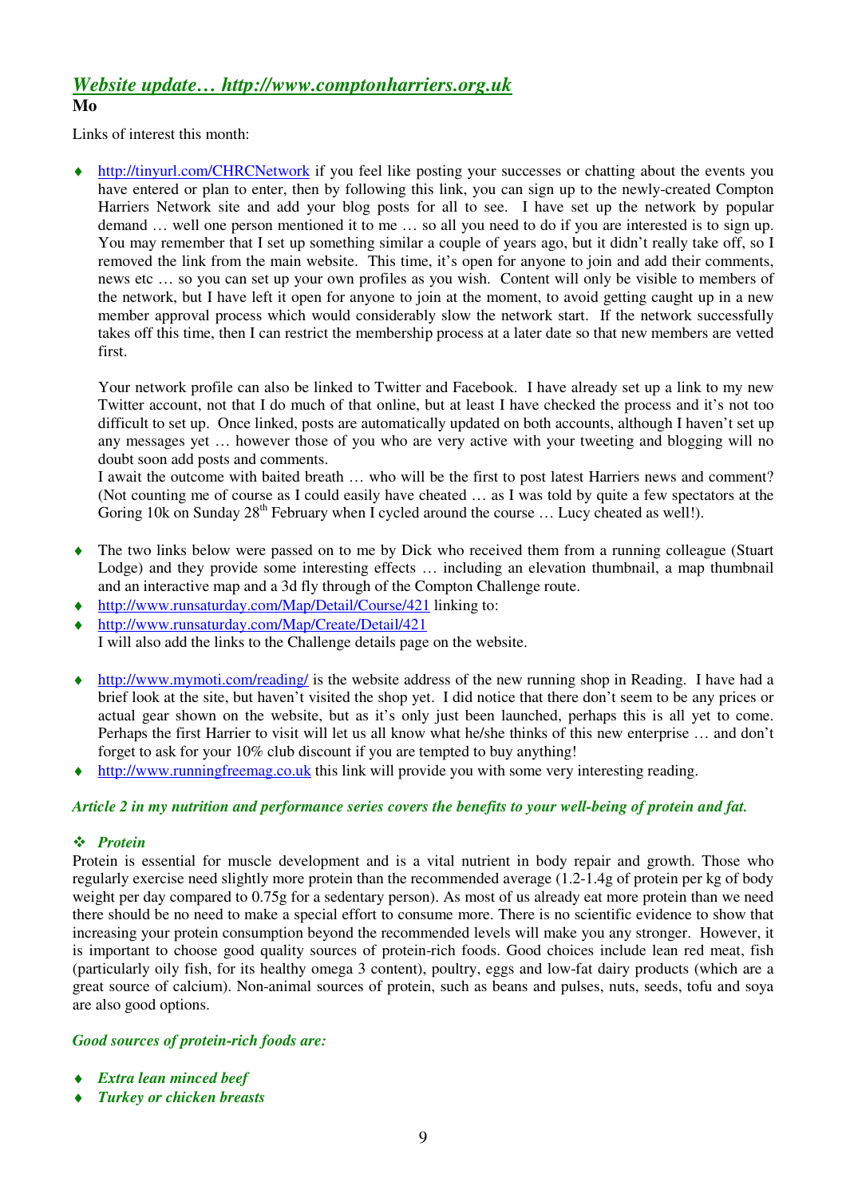## *Website update… http://www.comptonharriers.org.uk*

**Mo**

Links of interest this month:

- http://tinyurl.com/CHRCNetwork if you feel like posting your successes or chatting about the events you have entered or plan to enter, then by following this link, you can sign up to the newly-created Compton Harriers Network site and add your blog posts for all to see. I have set up the network by popular demand … well one person mentioned it to me … so all you need to do if you are interested is to sign up. You may remember that I set up something similar a couple of years ago, but it didn't really take off, so I removed the link from the main website. This time, it's open for anyone to join and add their comments, news etc … so you can set up your own profiles as you wish. Content will only be visible to members of the network, but I have left it open for anyone to join at the moment, to avoid getting caught up in a new member approval process which would considerably slow the network start. If the network successfully takes off this time, then I can restrict the membership process at a later date so that new members are vetted first.

  Your network profile can also be linked to Twitter and Facebook. I have already set up a link to my new Twitter account, not that I do much of that online, but at least I have checked the process and it's not too difficult to set up. Once linked, posts are automatically updated on both accounts, although I haven't set up any messages yet … however those of you who are very active with your tweeting and blogging will no doubt soon add posts and comments.
  I await the outcome with baited breath … who will be the first to post latest Harriers news and comment? (Not counting me of course as I could easily have cheated … as I was told by quite a few spectators at the Goring 10k on Sunday 28th February when I cycled around the course … Lucy cheated as well!).

- The two links below were passed on to me by Dick who received them from a running colleague (Stuart Lodge) and they provide some interesting effects … including an elevation thumbnail, a map thumbnail and an interactive map and a 3d fly through of the Compton Challenge route.
- http://www.runsaturday.com/Map/Detail/Course/421 linking to:
- http://www.runsaturday.com/Map/Create/Detail/421
  I will also add the links to the Challenge details page on the website.

- http://www.mymoti.com/reading/ is the website address of the new running shop in Reading. I have had a brief look at the site, but haven't visited the shop yet. I did notice that there don't seem to be any prices or actual gear shown on the website, but as it's only just been launched, perhaps this is all yet to come. Perhaps the first Harrier to visit will let us all know what he/she thinks of this new enterprise … and don't forget to ask for your 10% club discount if you are tempted to buy anything!
- http://www.runningfreemag.co.uk this link will provide you with some very interesting reading.

***Article 2 in my nutrition and performance series covers the benefits to your well-being of protein and fat.***

### ❖ *Protein*

Protein is essential for muscle development and is a vital nutrient in body repair and growth. Those who regularly exercise need slightly more protein than the recommended average (1.2-1.4g of protein per kg of body weight per day compared to 0.75g for a sedentary person). As most of us already eat more protein than we need there should be no need to make a special effort to consume more. There is no scientific evidence to show that increasing your protein consumption beyond the recommended levels will make you any stronger. However, it is important to choose good quality sources of protein-rich foods. Good choices include lean red meat, fish (particularly oily fish, for its healthy omega 3 content), poultry, eggs and low-fat dairy products (which are a great source of calcium). Non-animal sources of protein, such as beans and pulses, nuts, seeds, tofu and soya are also good options.

***Good sources of protein-rich foods are:***

- ***Extra lean minced beef***
- ***Turkey or chicken breasts***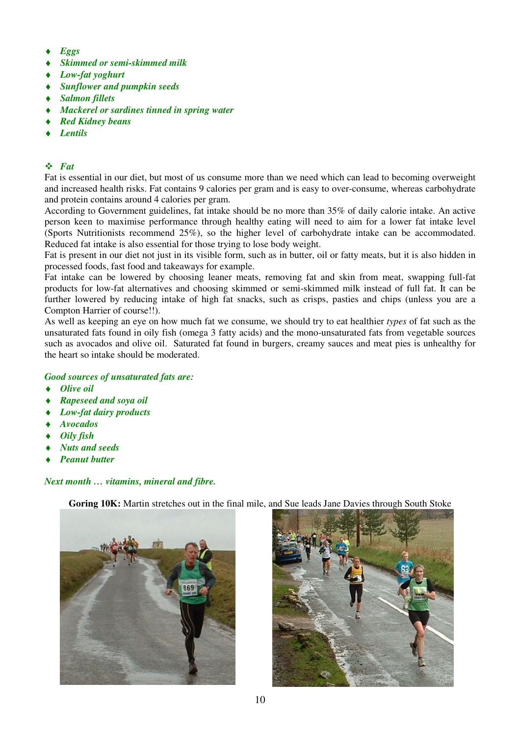- ***Eggs***
- ***Skimmed or semi-skimmed milk***
- ***Low-fat yoghurt***
- ***Sunflower and pumpkin seeds***
- ***Salmon fillets***
- ***Mackerel or sardines tinned in spring water***
- ***Red Kidney beans***
- ***Lentils***

### *Fat*

Fat is essential in our diet, but most of us consume more than we need which can lead to becoming overweight and increased health risks. Fat contains 9 calories per gram and is easy to over-consume, whereas carbohydrate and protein contains around 4 calories per gram.

According to Government guidelines, fat intake should be no more than 35% of daily calorie intake. An active person keen to maximise performance through healthy eating will need to aim for a lower fat intake level (Sports Nutritionists recommend 25%), so the higher level of carbohydrate intake can be accommodated. Reduced fat intake is also essential for those trying to lose body weight.

Fat is present in our diet not just in its visible form, such as in butter, oil or fatty meats, but it is also hidden in processed foods, fast food and takeaways for example.

Fat intake can be lowered by choosing leaner meats, removing fat and skin from meat, swapping full-fat products for low-fat alternatives and choosing skimmed or semi-skimmed milk instead of full fat. It can be further lowered by reducing intake of high fat snacks, such as crisps, pasties and chips (unless you are a Compton Harrier of course!!).

As well as keeping an eye on how much fat we consume, we should try to eat healthier *types* of fat such as the unsaturated fats found in oily fish (omega 3 fatty acids) and the mono-unsaturated fats from vegetable sources such as avocados and olive oil. Saturated fat found in burgers, creamy sauces and meat pies is unhealthy for the heart so intake should be moderated.

***Good sources of unsaturated fats are:***

- ***Olive oil***
- ***Rapeseed and soya oil***
- ***Low-fat dairy products***
- ***Avocados***
- ***Oily fish***
- ***Nuts and seeds***
- ***Peanut butter***

***Next month … vitamins, mineral and fibre.***

**Goring 10K:** Martin stretches out in the final mile, and Sue leads Jane Davies through South Stoke